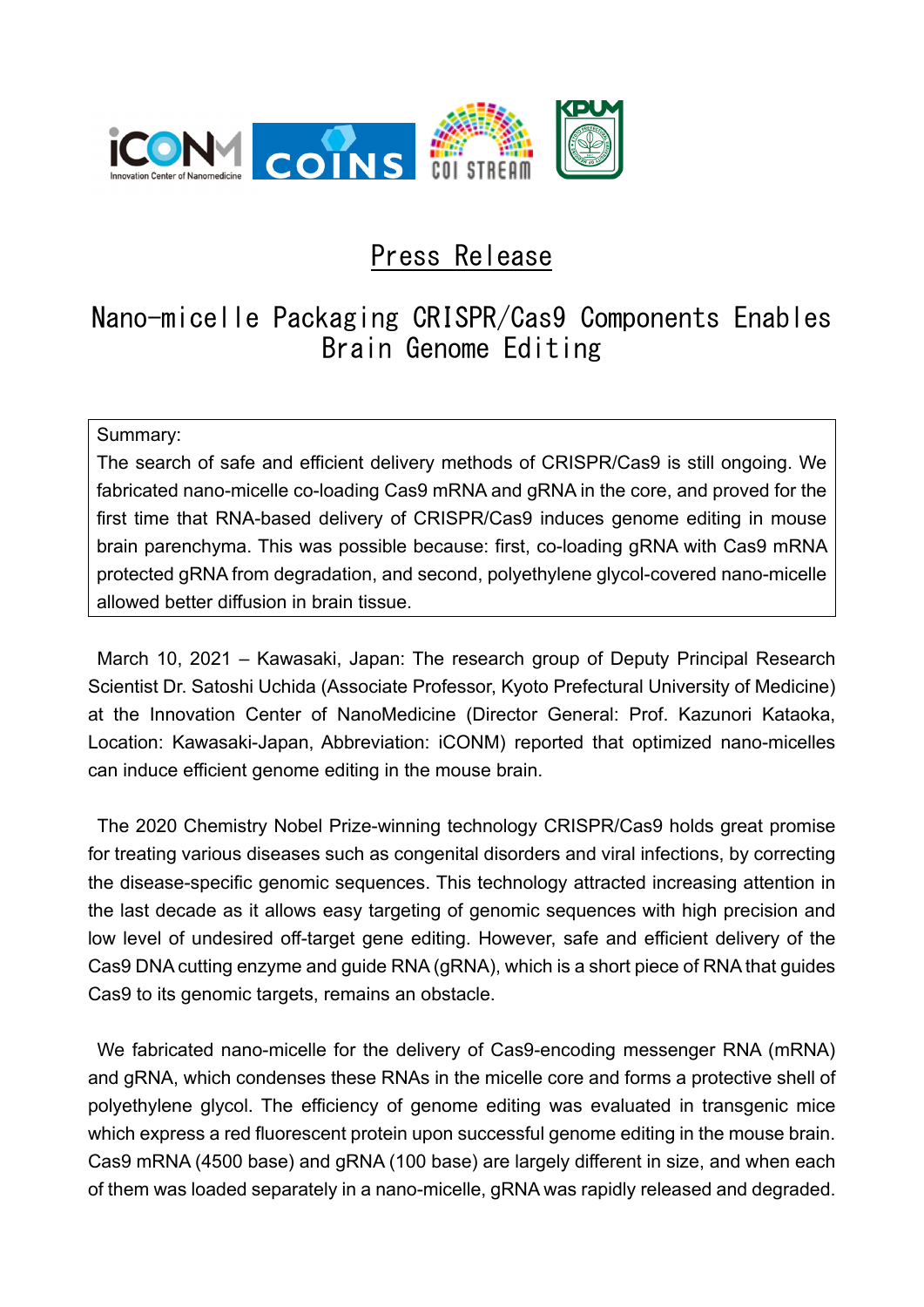# Press Release

## Nano-micelle Packaging CRISPR/Cas9 Components Enables Brain Genome Editing

Summary:
The search of safe and efficient delivery methods of CRISPR/Cas9 is still ongoing. We fabricated nano-micelle co-loading Cas9 mRNA and gRNA in the core, and proved for the first time that RNA-based delivery of CRISPR/Cas9 induces genome editing in mouse brain parenchyma. This was possible because: first, co-loading gRNA with Cas9 mRNA protected gRNA from degradation, and second, polyethylene glycol-covered nano-micelle allowed better diffusion in brain tissue.

March 10, 2021 – Kawasaki, Japan: The research group of Deputy Principal Research Scientist Dr. Satoshi Uchida (Associate Professor, Kyoto Prefectural University of Medicine) at the Innovation Center of NanoMedicine (Director General: Prof. Kazunori Kataoka, Location: Kawasaki-Japan, Abbreviation: iCONM) reported that optimized nano-micelles can induce efficient genome editing in the mouse brain.

The 2020 Chemistry Nobel Prize-winning technology CRISPR/Cas9 holds great promise for treating various diseases such as congenital disorders and viral infections, by correcting the disease-specific genomic sequences. This technology attracted increasing attention in the last decade as it allows easy targeting of genomic sequences with high precision and low level of undesired off-target gene editing. However, safe and efficient delivery of the Cas9 DNA cutting enzyme and guide RNA (gRNA), which is a short piece of RNA that guides Cas9 to its genomic targets, remains an obstacle.

We fabricated nano-micelle for the delivery of Cas9-encoding messenger RNA (mRNA) and gRNA, which condenses these RNAs in the micelle core and forms a protective shell of polyethylene glycol. The efficiency of genome editing was evaluated in transgenic mice which express a red fluorescent protein upon successful genome editing in the mouse brain. Cas9 mRNA (4500 base) and gRNA (100 base) are largely different in size, and when each of them was loaded separately in a nano-micelle, gRNA was rapidly released and degraded.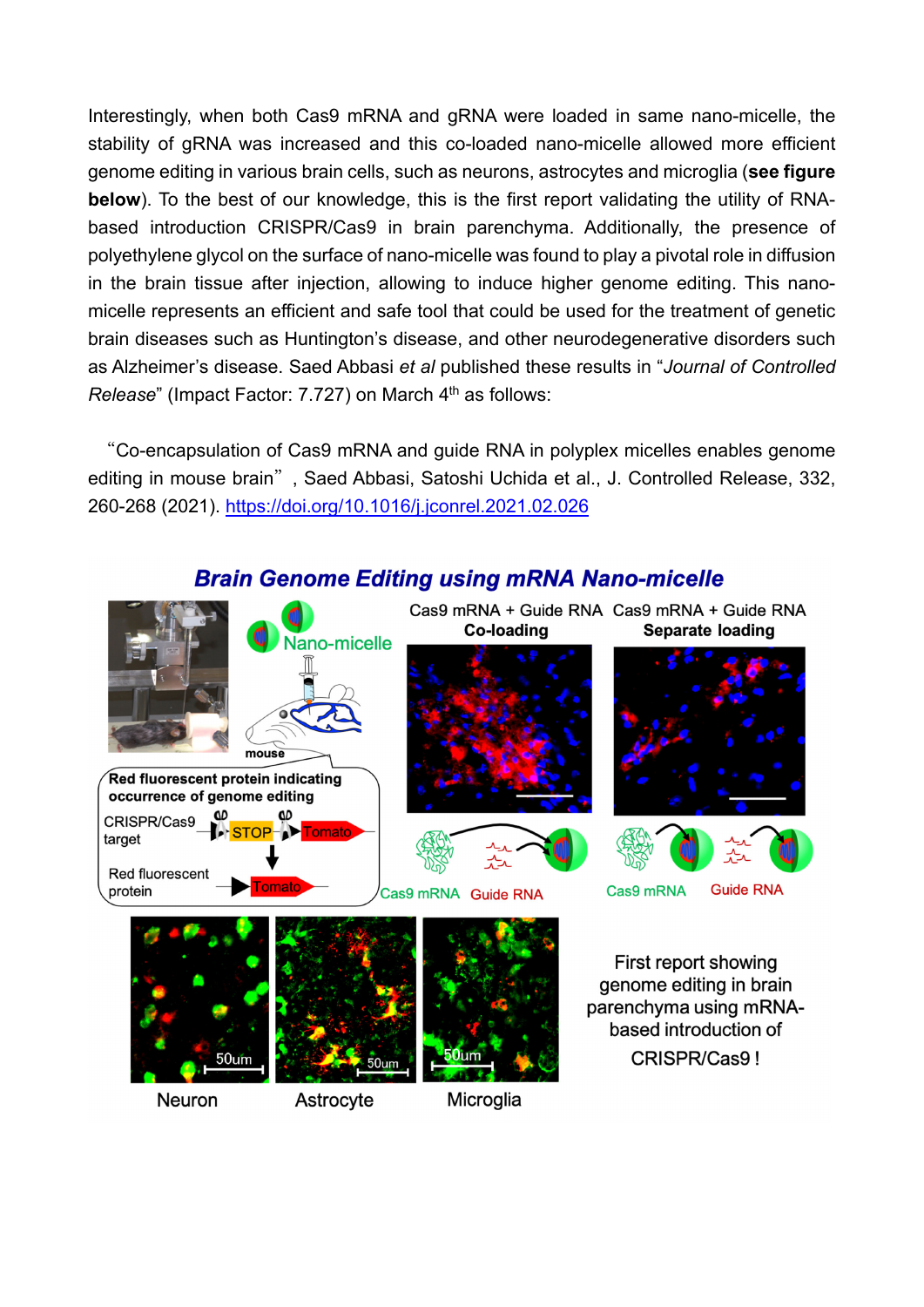Interestingly, when both Cas9 mRNA and gRNA were loaded in same nano-micelle, the stability of gRNA was increased and this co-loaded nano-micelle allowed more efficient genome editing in various brain cells, such as neurons, astrocytes and microglia (**see figure below**). To the best of our knowledge, this is the first report validating the utility of RNA-based introduction CRISPR/Cas9 in brain parenchyma. Additionally, the presence of polyethylene glycol on the surface of nano-micelle was found to play a pivotal role in diffusion in the brain tissue after injection, allowing to induce higher genome editing. This nano-micelle represents an efficient and safe tool that could be used for the treatment of genetic brain diseases such as Huntington's disease, and other neurodegenerative disorders such as Alzheimer's disease. Saed Abbasi *et al* published these results in "*Journal of Controlled Release*" (Impact Factor: 7.727) on March 4th as follows:

"Co-encapsulation of Cas9 mRNA and guide RNA in polyplex micelles enables genome editing in mouse brain", Saed Abbasi, Satoshi Uchida et al., J. Controlled Release, 332, 260-268 (2021). https://doi.org/10.1016/j.jconrel.2021.02.026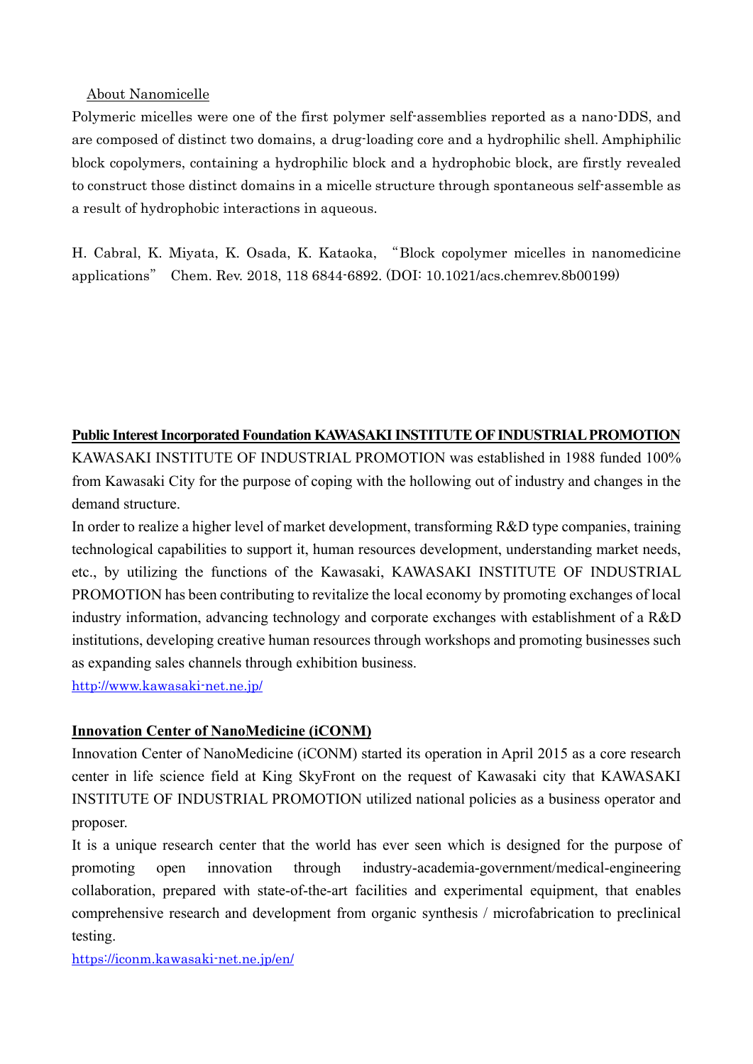## About Nanomicelle

Polymeric micelles were one of the first polymer self-assemblies reported as a nano-DDS, and are composed of distinct two domains, a drug-loading core and a hydrophilic shell. Amphiphilic block copolymers, containing a hydrophilic block and a hydrophobic block, are firstly revealed to construct those distinct domains in a micelle structure through spontaneous self-assemble as a result of hydrophobic interactions in aqueous.

H. Cabral, K. Miyata, K. Osada, K. Kataoka, "Block copolymer micelles in nanomedicine applications" Chem. Rev. 2018, 118 6844-6892. (DOI: 10.1021/acs.chemrev.8b00199)

## Public Interest Incorporated Foundation KAWASAKI INSTITUTE OF INDUSTRIAL PROMOTION

KAWASAKI INSTITUTE OF INDUSTRIAL PROMOTION was established in 1988 funded 100% from Kawasaki City for the purpose of coping with the hollowing out of industry and changes in the demand structure.

In order to realize a higher level of market development, transforming R&D type companies, training technological capabilities to support it, human resources development, understanding market needs, etc., by utilizing the functions of the Kawasaki, KAWASAKI INSTITUTE OF INDUSTRIAL PROMOTION has been contributing to revitalize the local economy by promoting exchanges of local industry information, advancing technology and corporate exchanges with establishment of a R&D institutions, developing creative human resources through workshops and promoting businesses such as expanding sales channels through exhibition business.

http://www.kawasaki-net.ne.jp/

## Innovation Center of NanoMedicine (iCONM)

Innovation Center of NanoMedicine (iCONM) started its operation in April 2015 as a core research center in life science field at King SkyFront on the request of Kawasaki city that KAWASAKI INSTITUTE OF INDUSTRIAL PROMOTION utilized national policies as a business operator and proposer.

It is a unique research center that the world has ever seen which is designed for the purpose of promoting open innovation through industry-academia-government/medical-engineering collaboration, prepared with state-of-the-art facilities and experimental equipment, that enables comprehensive research and development from organic synthesis / microfabrication to preclinical testing.

https://iconm.kawasaki-net.ne.jp/en/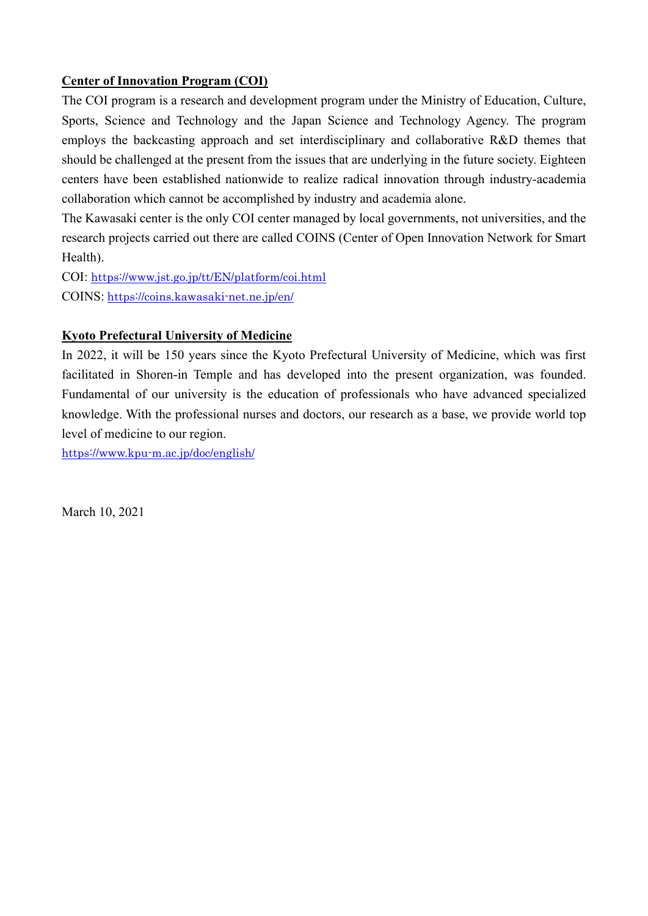**Center of Innovation Program (COI)**

The COI program is a research and development program under the Ministry of Education, Culture, Sports, Science and Technology and the Japan Science and Technology Agency. The program employs the backcasting approach and set interdisciplinary and collaborative R&D themes that should be challenged at the present from the issues that are underlying in the future society. Eighteen centers have been established nationwide to realize radical innovation through industry-academia collaboration which cannot be accomplished by industry and academia alone.

The Kawasaki center is the only COI center managed by local governments, not universities, and the research projects carried out there are called COINS (Center of Open Innovation Network for Smart Health).

COI: https://www.jst.go.jp/tt/EN/platform/coi.html

COINS: https://coins.kawasaki-net.ne.jp/en/

**Kyoto Prefectural University of Medicine**

In 2022, it will be 150 years since the Kyoto Prefectural University of Medicine, which was first facilitated in Shoren-in Temple and has developed into the present organization, was founded. Fundamental of our university is the education of professionals who have advanced specialized knowledge. With the professional nurses and doctors, our research as a base, we provide world top level of medicine to our region.

https://www.kpu-m.ac.jp/doc/english/

March 10, 2021